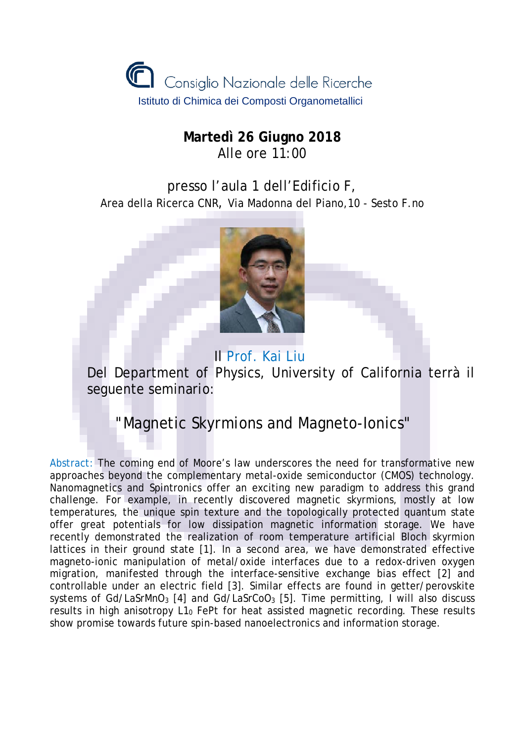Consiglio Nazionale delle Ricerche

Istituto di Chimica dei Composti Organometallici

**Martedì 26 Giugno 2018**

Alle ore 11:00

presso l'aula 1 dell'Edificio F,

Area della Ricerca CNR, Via Madonna del Piano,10 - Sesto F.no

Il Prof. Kai Liu

Del Department of Physics, University of California terrà il seguente seminario:

## "Magnetic Skyrmions and Magneto-Ionics"

Abstract: The coming end of Moore's law underscores the need for transformative new approaches beyond the complementary metal-oxide semiconductor (CMOS) technology. Nanomagnetics and Spintronics offer an exciting new paradigm to address this grand challenge. For example, in recently discovered magnetic skyrmions, mostly at low temperatures, the unique spin texture and the topologically protected quantum state offer great potentials for low dissipation magnetic information storage. We have recently demonstrated the realization of room temperature artificial Bloch skyrmion lattices in their ground state [1]. In a second area, we have demonstrated effective magneto-ionic manipulation of metal/oxide interfaces due to a redox-driven oxygen migration, manifested through the interface-sensitive exchange bias effect [2] and controllable under an electric field [3]. Similar effects are found in getter/perovskite systems of Gd/$LaSrMnO_3$ [4] and Gd/$LaSrCoO_3$ [5]. Time permitting, I will also discuss results in high anisotropy $L1_0$ FePt for heat assisted magnetic recording. These results show promise towards future spin-based nanoelectronics and information storage.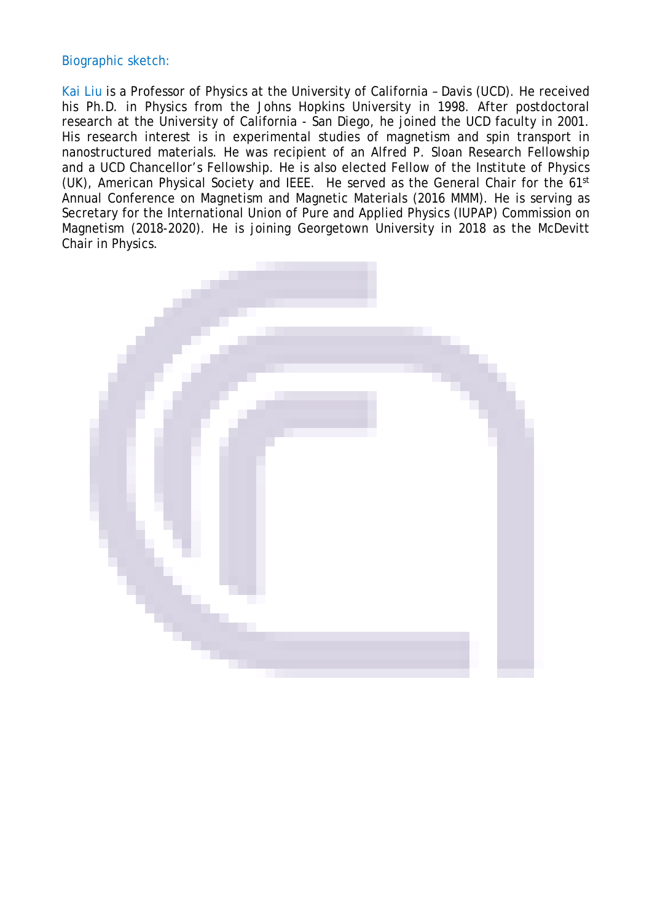Biographic sketch:

Kai Liu is a Professor of Physics at the University of California – Davis (UCD). He received his Ph.D. in Physics from the Johns Hopkins University in 1998. After postdoctoral research at the University of California - San Diego, he joined the UCD faculty in 2001. His research interest is in experimental studies of magnetism and spin transport in nanostructured materials. He was recipient of an Alfred P. Sloan Research Fellowship and a UCD Chancellor's Fellowship. He is also elected Fellow of the Institute of Physics (UK), American Physical Society and IEEE. He served as the General Chair for the 61st Annual Conference on Magnetism and Magnetic Materials (2016 MMM). He is serving as Secretary for the International Union of Pure and Applied Physics (IUPAP) Commission on Magnetism (2018-2020). He is joining Georgetown University in 2018 as the McDevitt Chair in Physics.